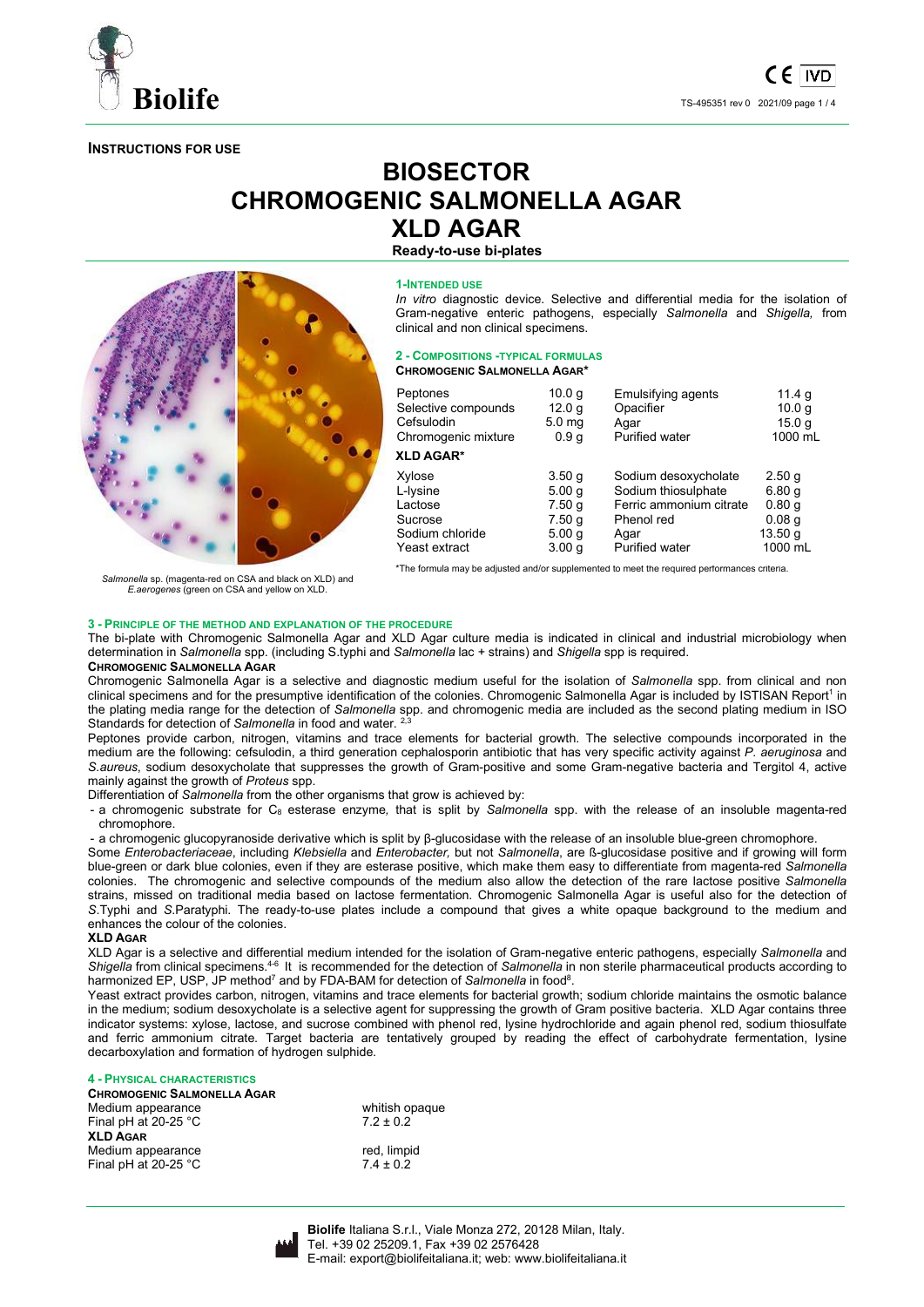**INSTRUCTIONS FOR USE**

# BIOSECTOR
# CHROMOGENIC SALMONELLA AGAR
# XLD AGAR

**Ready-to-use bi-plates**

*Salmonella* sp. (magenta-red on CSA and black on XLD) and *E.aerogenes* (green on CSA and yellow on XLD.

## 1-INTENDED USE

*In vitro* diagnostic device. Selective and differential media for the isolation of Gram-negative enteric pathogens, especially *Salmonella* and *Shigella,* from clinical and non clinical specimens.

## 2 - COMPOSITIONS -TYPICAL FORMULAS

**CHROMOGENIC SALMONELLA AGAR\***

| | | | |
|---|---|---|---|
| Peptones | 10.0 g | Emulsifying agents | 11.4 g |
| Selective compounds | 12.0 g | Opacifier | 10.0 g |
| Cefsulodin | 5.0 mg | Agar | 15.0 g |
| Chromogenic mixture | 0.9 g | Purified water | 1000 mL |

**XLD AGAR\***

| | | | |
|---|---|---|---|
| Xylose | 3.50 g | Sodium desoxycholate | 2.50 g |
| L-lysine | 5.00 g | Sodium thiosulphate | 6.80 g |
| Lactose | 7.50 g | Ferric ammonium citrate | 0.80 g |
| Sucrose | 7.50 g | Phenol red | 0.08 g |
| Sodium chloride | 5.00 g | Agar | 13.50 g |
| Yeast extract | 3.00 g | Purified water | 1000 mL |

\*The formula may be adjusted and/or supplemented to meet the required performances criteria.

## 3 - PRINCIPLE OF THE METHOD AND EXPLANATION OF THE PROCEDURE

The bi-plate with Chromogenic Salmonella Agar and XLD Agar culture media is indicated in clinical and industrial microbiology when determination in *Salmonella* spp. (including S.typhi and *Salmonella* lac + strains) and *Shigella* spp is required.

**CHROMOGENIC SALMONELLA AGAR**

Chromogenic Salmonella Agar is a selective and diagnostic medium useful for the isolation of *Salmonella* spp. from clinical and non clinical specimens and for the presumptive identification of the colonies. Chromogenic Salmonella Agar is included by ISTISAN Report[1] in the plating media range for the detection of *Salmonella* spp. and chromogenic media are included as the second plating medium in ISO Standards for detection of *Salmonella* in food and water. [2,3]

Peptones provide carbon, nitrogen, vitamins and trace elements for bacterial growth. The selective compounds incorporated in the medium are the following: cefsulodin, a third generation cephalosporin antibiotic that has very specific activity against *P. aeruginosa* and *S.aureus*, sodium desoxycholate that suppresses the growth of Gram-positive and some Gram-negative bacteria and Tergitol 4, active mainly against the growth of *Proteus* spp.

Differentiation of *Salmonella* from the other organisms that grow is achieved by:

- a chromogenic substrate for $C_8$ esterase enzyme*,* that is split by *Salmonella* spp. with the release of an insoluble magenta-red chromophore.
- a chromogenic glucopyranoside derivative which is split by β-glucosidase with the release of an insoluble blue-green chromophore.

Some *Enterobacteriaceae*, including *Klebsiella* and *Enterobacter,* but not *Salmonella*, are ß-glucosidase positive and if growing will form blue-green or dark blue colonies, even if they are esterase positive, which make them easy to differentiate from magenta-red *Salmonella* colonies. The chromogenic and selective compounds of the medium also allow the detection of the rare lactose positive *Salmonella* strains, missed on traditional media based on lactose fermentation. Chromogenic Salmonella Agar is useful also for the detection of *S*.Typhi and *S*.Paratyphi. The ready-to-use plates include a compound that gives a white opaque background to the medium and enhances the colour of the colonies.

**XLD AGAR**

XLD Agar is a selective and differential medium intended for the isolation of Gram-negative enteric pathogens, especially *Salmonella* and *Shigella* from clinical specimens.[4-6] It is recommended for the detection of *Salmonella* in non sterile pharmaceutical products according to harmonized EP, USP, JP method[7] and by FDA-BAM for detection of *Salmonella* in food[8].

Yeast extract provides carbon, nitrogen, vitamins and trace elements for bacterial growth; sodium chloride maintains the osmotic balance in the medium; sodium desoxycholate is a selective agent for suppressing the growth of Gram positive bacteria. XLD Agar contains three indicator systems: xylose, lactose, and sucrose combined with phenol red, lysine hydrochloride and again phenol red, sodium thiosulfate and ferric ammonium citrate. Target bacteria are tentatively grouped by reading the effect of carbohydrate fermentation, lysine decarboxylation and formation of hydrogen sulphide.

## 4 - PHYSICAL CHARACTERISTICS

**CHROMOGENIC SALMONELLA AGAR**

| | |
|---|---|
| Medium appearance | whitish opaque |
| Final pH at 20-25 °C | 7.2 ± 0.2 |

**XLD AGAR**

| | |
|---|---|
| Medium appearance | red, limpid |
| Final pH at 20-25 °C | 7.4 ± 0.2 |

**Biolife** Italiana S.r.l., Viale Monza 272, 20128 Milan, Italy.
Tel. +39 02 25209.1, Fax +39 02 2576428
E-mail: export@biolifeitaliana.it; web: www.biolifeitaliana.it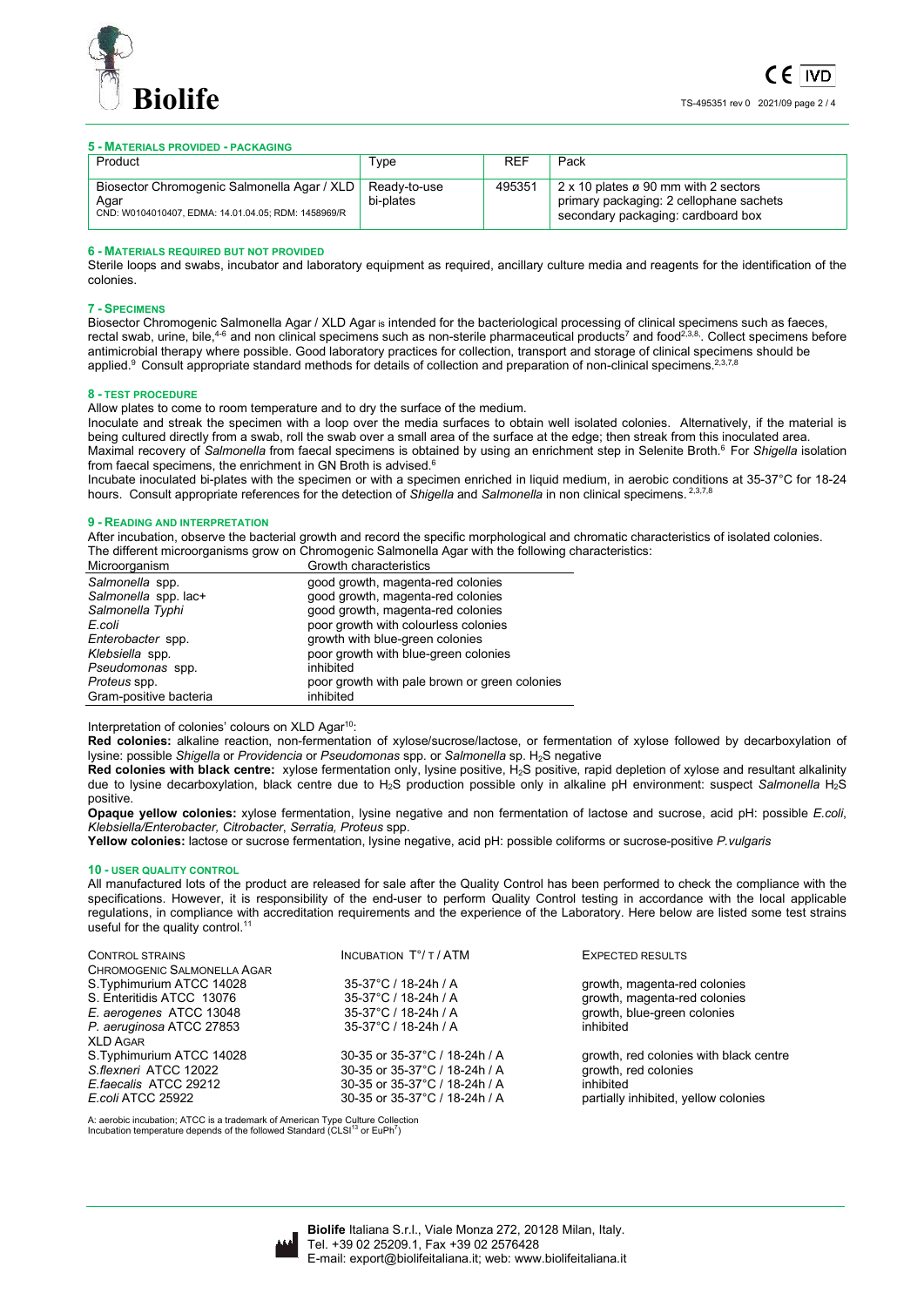## 5 - MATERIALS PROVIDED - PACKAGING

| Product | Type | REF | Pack |
|---|---|---|---|
| Biosector Chromogenic Salmonella Agar / XLD Agar<br>CND: W0104010407, EDMA: 14.01.04.05; RDM: 1458969/R | Ready-to-use bi-plates | 495351 | 2 x 10 plates ø 90 mm with 2 sectors<br>primary packaging: 2 cellophane sachets<br>secondary packaging: cardboard box |

## 6 - MATERIALS REQUIRED BUT NOT PROVIDED

Sterile loops and swabs, incubator and laboratory equipment as required, ancillary culture media and reagents for the identification of the colonies.

## 7 - SPECIMENS

Biosector Chromogenic Salmonella Agar / XLD Agar is intended for the bacteriological processing of clinical specimens such as faeces, rectal swab, urine, bile,[4-6] and non clinical specimens such as non-sterile pharmaceutical products[7] and food[2,3,8]. Collect specimens before antimicrobial therapy where possible. Good laboratory practices for collection, transport and storage of clinical specimens should be applied.[9] Consult appropriate standard methods for details of collection and preparation of non-clinical specimens.[2,3,7,8]

## 8 - TEST PROCEDURE

Allow plates to come to room temperature and to dry the surface of the medium.

Inoculate and streak the specimen with a loop over the media surfaces to obtain well isolated colonies. Alternatively, if the material is being cultured directly from a swab, roll the swab over a small area of the surface at the edge; then streak from this inoculated area.

Maximal recovery of *Salmonella* from faecal specimens is obtained by using an enrichment step in Selenite Broth.[6] For *Shigella* isolation from faecal specimens, the enrichment in GN Broth is advised.[6]

Incubate inoculated bi-plates with the specimen or with a specimen enriched in liquid medium, in aerobic conditions at 35-37°C for 18-24 hours. Consult appropriate references for the detection of *Shigella* and *Salmonella* in non clinical specimens.[2,3,7,8]

## 9 - READING AND INTERPRETATION

After incubation, observe the bacterial growth and record the specific morphological and chromatic characteristics of isolated colonies.

The different microorganisms grow on Chromogenic Salmonella Agar with the following characteristics:

| Microorganism | Growth characteristics |
|---|---|
| *Salmonella* spp. | good growth, magenta-red colonies |
| *Salmonella* spp. lac+ | good growth, magenta-red colonies |
| *Salmonella Typhi* | good growth, magenta-red colonies |
| *E.coli* | poor growth with colourless colonies |
| *Enterobacter* spp. | growth with blue-green colonies |
| *Klebsiella* spp. | poor growth with blue-green colonies |
| *Pseudomonas* spp. | inhibited |
| *Proteus* spp. | poor growth with pale brown or green colonies |
| Gram-positive bacteria | inhibited |

Interpretation of colonies' colours on XLD Agar[10]:

**Red colonies:** alkaline reaction, non-fermentation of xylose/sucrose/lactose, or fermentation of xylose followed by decarboxylation of lysine: possible *Shigella* or *Providencia* or *Pseudomonas* spp. or *Salmonella* sp. $H_2S$ negative

**Red colonies with black centre:** xylose fermentation only, lysine positive, $H_2S$ positive, rapid depletion of xylose and resultant alkalinity due to lysine decarboxylation, black centre due to $H_2S$ production possible only in alkaline pH environment: suspect *Salmonella* $H_2S$ positive.

**Opaque yellow colonies:** xylose fermentation, lysine negative and non fermentation of lactose and sucrose, acid pH: possible *E.coli*, *Klebsiella/Enterobacter*, *Citrobacter*, *Serratia*, *Proteus* spp.

**Yellow colonies:** lactose or sucrose fermentation, lysine negative, acid pH: possible coliforms or sucrose-positive *P.vulgaris*

## 10 - USER QUALITY CONTROL

All manufactured lots of the product are released for sale after the Quality Control has been performed to check the compliance with the specifications. However, it is responsibility of the end-user to perform Quality Control testing in accordance with the local applicable regulations, in compliance with accreditation requirements and the experience of the Laboratory. Here below are listed some test strains useful for the quality control.[11]

| CONTROL STRAINS | INCUBATION T°/ T / ATM | EXPECTED RESULTS |
|---|---|---|
| **CHROMOGENIC SALMONELLA AGAR** | | |
| S.Typhimurium ATCC 14028 | 35-37°C / 18-24h / A | growth, magenta-red colonies |
| S. Enteritidis ATCC 13076 | 35-37°C / 18-24h / A | growth, magenta-red colonies |
| *E. aerogenes* ATCC 13048 | 35-37°C / 18-24h / A | growth, blue-green colonies |
| *P. aeruginosa* ATCC 27853 | 35-37°C / 18-24h / A | inhibited |
| **XLD AGAR** | | |
| S.Typhimurium ATCC 14028 | 30-35 or 35-37°C / 18-24h / A | growth, red colonies with black centre |
| *S.flexneri* ATCC 12022 | 30-35 or 35-37°C / 18-24h / A | growth, red colonies |
| *E.faecalis* ATCC 29212 | 30-35 or 35-37°C / 18-24h / A | inhibited |
| *E.coli* ATCC 25922 | 30-35 or 35-37°C / 18-24h / A | partially inhibited, yellow colonies |

A: aerobic incubation; ATCC is a trademark of American Type Culture Collection
Incubation temperature depends of the followed Standard (CLSI[13] or EuPh[7])

**Biolife** Italiana S.r.l., Viale Monza 272, 20128 Milan, Italy.
Tel. +39 02 25209.1, Fax +39 02 2576428
E-mail: export@biolifeitaliana.it; web: www.biolifeitaliana.it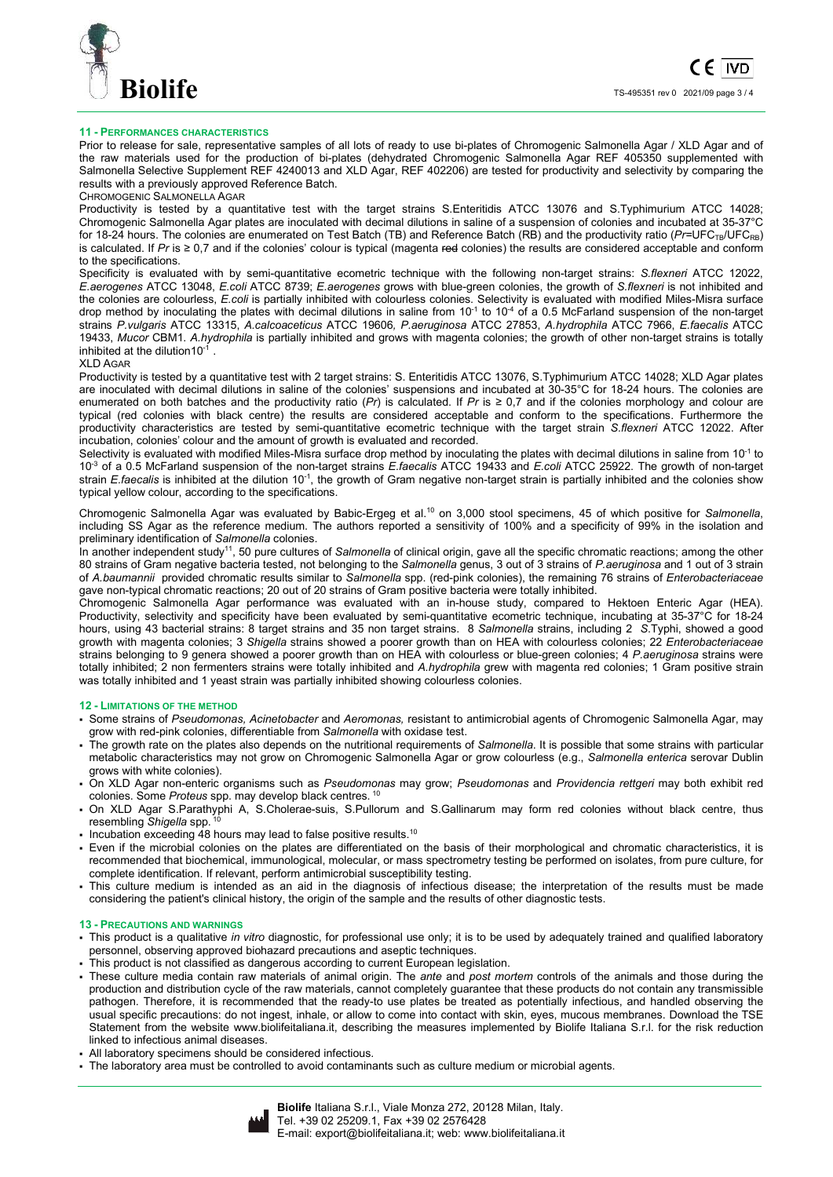## 11 - PERFORMANCES CHARACTERISTICS

Prior to release for sale, representative samples of all lots of ready to use bi-plates of Chromogenic Salmonella Agar / XLD Agar and of the raw materials used for the production of bi-plates (dehydrated Chromogenic Salmonella Agar REF 405350 supplemented with Salmonella Selective Supplement REF 4240013 and XLD Agar, REF 402206) are tested for productivity and selectivity by comparing the results with a previously approved Reference Batch.

CHROMOGENIC SALMONELLA AGAR

Productivity is tested by a quantitative test with the target strains S.Enteritidis ATCC 13076 and S.Typhimurium ATCC 14028; Chromogenic Salmonella Agar plates are inoculated with decimal dilutions in saline of a suspension of colonies and incubated at 35-37°C for 18-24 hours. The colonies are enumerated on Test Batch (TB) and Reference Batch (RB) and the productivity ratio ($Pr=UFC_{TB}/UFC_{RB}$) is calculated. If *Pr* is ≥ 0,7 and if the colonies' colour is typical (magenta ~~red~~ colonies) the results are considered acceptable and conform to the specifications.

Specificity is evaluated with by semi-quantitative ecometric technique with the following non-target strains: *S.flexneri* ATCC 12022, *E.aerogenes* ATCC 13048, *E.coli* ATCC 8739; *E.aerogenes* grows with blue-green colonies, the growth of *S.flexneri* is not inhibited and the colonies are colourless, *E.coli* is partially inhibited with colourless colonies. Selectivity is evaluated with modified Miles-Misra surface drop method by inoculating the plates with decimal dilutions in saline from $10^{-1}$ to $10^{-4}$ of a 0.5 McFarland suspension of the non-target strains *P.vulgaris* ATCC 13315, *A.calcoaceticus* ATCC 19606, *P.aeruginosa* ATCC 27853, *A.hydrophila* ATCC 7966, *E.faecalis* ATCC 19433, *Mucor* CBM1. *A.hydrophila* is partially inhibited and grows with magenta colonies; the growth of other non-target strains is totally inhibited at the dilution$10^{-1}$ .

XLD AGAR

Productivity is tested by a quantitative test with 2 target strains: S. Enteritidis ATCC 13076, S.Typhimurium ATCC 14028; XLD Agar plates are inoculated with decimal dilutions in saline of the colonies' suspensions and incubated at 30-35°C for 18-24 hours. The colonies are enumerated on both batches and the productivity ratio (*Pr*) is calculated. If *Pr* is ≥ 0,7 and if the colonies morphology and colour are typical (red colonies with black centre) the results are considered acceptable and conform to the specifications. Furthermore the productivity characteristics are tested by semi-quantitative ecometric technique with the target strain *S.flexneri* ATCC 12022. After incubation, colonies' colour and the amount of growth is evaluated and recorded.

Selectivity is evaluated with modified Miles-Misra surface drop method by inoculating the plates with decimal dilutions in saline from $10^{-1}$ to $10^{-3}$ of a 0.5 McFarland suspension of the non-target strains *E.faecalis* ATCC 19433 and *E.coli* ATCC 25922. The growth of non-target strain *E.faecalis* is inhibited at the dilution $10^{-1}$, the growth of Gram negative non-target strain is partially inhibited and the colonies show typical yellow colour, according to the specifications.

Chromogenic Salmonella Agar was evaluated by Babic-Ergeg et al.[10] on 3,000 stool specimens, 45 of which positive for *Salmonella*, including SS Agar as the reference medium. The authors reported a sensitivity of 100% and a specificity of 99% in the isolation and preliminary identification of *Salmonella* colonies.

In another independent study[11], 50 pure cultures of *Salmonella* of clinical origin, gave all the specific chromatic reactions; among the other 80 strains of Gram negative bacteria tested, not belonging to the *Salmonella* genus, 3 out of 3 strains of *P.aeruginosa* and 1 out of 3 strain of *A.baumannii* provided chromatic results similar to *Salmonella* spp. (red-pink colonies), the remaining 76 strains of *Enterobacteriaceae* gave non-typical chromatic reactions; 20 out of 20 strains of Gram positive bacteria were totally inhibited.

Chromogenic Salmonella Agar performance was evaluated with an in-house study, compared to Hektoen Enteric Agar (HEA). Productivity, selectivity and specificity have been evaluated by semi-quantitative ecometric technique, incubating at 35-37°C for 18-24 hours, using 43 bacterial strains: 8 target strains and 35 non target strains. 8 *Salmonella* strains, including 2 *S*.Typhi, showed a good growth with magenta colonies; 3 *Shigella* strains showed a poorer growth than on HEA with colourless colonies; 22 *Enterobacteriaceae* strains belonging to 9 genera showed a poorer growth than on HEA with colourless or blue-green colonies; 4 *P.aeruginosa* strains were totally inhibited; 2 non fermenters strains were totally inhibited and *A.hydrophila* grew with magenta red colonies; 1 Gram positive strain was totally inhibited and 1 yeast strain was partially inhibited showing colourless colonies.

## 12 - LIMITATIONS OF THE METHOD

- Some strains of *Pseudomonas, Acinetobacter* and *Aeromonas,* resistant to antimicrobial agents of Chromogenic Salmonella Agar, may grow with red-pink colonies, differentiable from *Salmonella* with oxidase test.
- The growth rate on the plates also depends on the nutritional requirements of *Salmonella*. It is possible that some strains with particular metabolic characteristics may not grow on Chromogenic Salmonella Agar or grow colourless (e.g., *Salmonella enterica* serovar Dublin grows with white colonies).
- On XLD Agar non-enteric organisms such as *Pseudomonas* may grow; *Pseudomonas* and *Providencia rettgeri* may both exhibit red colonies. Some *Proteus* spp. may develop black centres. [10]
- On XLD Agar S.Parathyphi A, S.Cholerae-suis, S.Pullorum and S.Gallinarum may form red colonies without black centre, thus resembling *Shigella* spp. [10]
- Incubation exceeding 48 hours may lead to false positive results.[10]
- Even if the microbial colonies on the plates are differentiated on the basis of their morphological and chromatic characteristics, it is recommended that biochemical, immunological, molecular, or mass spectrometry testing be performed on isolates, from pure culture, for complete identification. If relevant, perform antimicrobial susceptibility testing.
- This culture medium is intended as an aid in the diagnosis of infectious disease; the interpretation of the results must be made considering the patient's clinical history, the origin of the sample and the results of other diagnostic tests.

## 13 - PRECAUTIONS AND WARNINGS

- This product is a qualitative *in vitro* diagnostic, for professional use only; it is to be used by adequately trained and qualified laboratory personnel, observing approved biohazard precautions and aseptic techniques.
- This product is not classified as dangerous according to current European legislation.
- These culture media contain raw materials of animal origin. The *ante* and *post mortem* controls of the animals and those during the production and distribution cycle of the raw materials, cannot completely guarantee that these products do not contain any transmissible pathogen. Therefore, it is recommended that the ready-to use plates be treated as potentially infectious, and handled observing the usual specific precautions: do not ingest, inhale, or allow to come into contact with skin, eyes, mucous membranes. Download the TSE Statement from the website www.biolifeitaliana.it, describing the measures implemented by Biolife Italiana S.r.l. for the risk reduction linked to infectious animal diseases.
- All laboratory specimens should be considered infectious.
- The laboratory area must be controlled to avoid contaminants such as culture medium or microbial agents.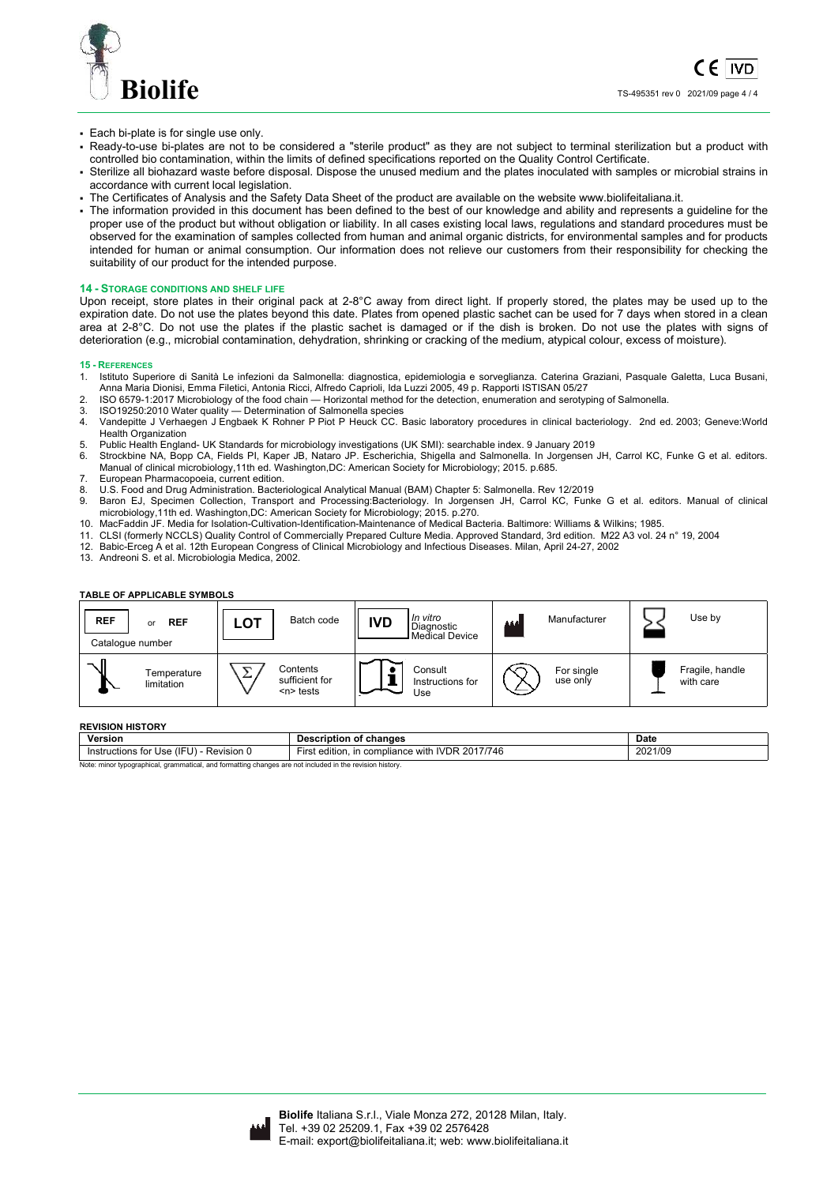- Each bi-plate is for single use only.
- Ready-to-use bi-plates are not to be considered a "sterile product" as they are not subject to terminal sterilization but a product with controlled bio contamination, within the limits of defined specifications reported on the Quality Control Certificate.
- Sterilize all biohazard waste before disposal. Dispose the unused medium and the plates inoculated with samples or microbial strains in accordance with current local legislation.
- The Certificates of Analysis and the Safety Data Sheet of the product are available on the website www.biolifeitaliana.it.
- The information provided in this document has been defined to the best of our knowledge and ability and represents a guideline for the proper use of the product but without obligation or liability. In all cases existing local laws, regulations and standard procedures must be observed for the examination of samples collected from human and animal organic districts, for environmental samples and for products intended for human or animal consumption. Our information does not relieve our customers from their responsibility for checking the suitability of our product for the intended purpose.

## 14 - STORAGE CONDITIONS AND SHELF LIFE

Upon receipt, store plates in their original pack at 2-8°C away from direct light. If properly stored, the plates may be used up to the expiration date. Do not use the plates beyond this date. Plates from opened plastic sachet can be used for 7 days when stored in a clean area at 2-8°C. Do not use the plates if the plastic sachet is damaged or if the dish is broken. Do not use the plates with signs of deterioration (e.g., microbial contamination, dehydration, shrinking or cracking of the medium, atypical colour, excess of moisture).

## 15 - REFERENCES

1. Istituto Superiore di Sanità Le infezioni da Salmonella: diagnostica, epidemiologia e sorveglianza. Caterina Graziani, Pasquale Galetta, Luca Busani, Anna Maria Dionisi, Emma Filetici, Antonia Ricci, Alfredo Caprioli, Ida Luzzi 2005, 49 p. Rapporti ISTISAN 05/27
2. ISO 6579-1:2017 Microbiology of the food chain — Horizontal method for the detection, enumeration and serotyping of Salmonella.
3. ISO19250:2010 Water quality — Determination of Salmonella species
4. Vandepitte J Verhaegen J Engbaek K Rohner P Piot P Heuck CC. Basic laboratory procedures in clinical bacteriology. 2nd ed. 2003; Geneve:World Health Organization
5. Public Health England- UK Standards for microbiology investigations (UK SMI): searchable index. 9 January 2019
6. Strockbine NA, Bopp CA, Fields PI, Kaper JB, Nataro JP. Escherichia, Shigella and Salmonella. In Jorgensen JH, Carrol KC, Funke G et al. editors. Manual of clinical microbiology,11th ed. Washington,DC: American Society for Microbiology; 2015. p.685.
7. European Pharmacopoeia, current edition.
8. U.S. Food and Drug Administration. Bacteriological Analytical Manual (BAM) Chapter 5: Salmonella. Rev 12/2019
9. Baron EJ, Specimen Collection, Transport and Processing:Bacteriology. In Jorgensen JH, Carrol KC, Funke G et al. editors. Manual of clinical microbiology,11th ed. Washington,DC: American Society for Microbiology; 2015. p.270.
10. MacFaddin JF. Media for Isolation-Cultivation-Identification-Maintenance of Medical Bacteria. Baltimore: Williams & Wilkins; 1985.
11. CLSI (formerly NCCLS) Quality Control of Commercially Prepared Culture Media. Approved Standard, 3rd edition. M22 A3 vol. 24 n° 19, 2004
12. Babic-Erceg A et al. 12th European Congress of Clinical Microbiology and Infectious Diseases. Milan, April 24-27, 2002
13. Andreoni S. et al. Microbiologia Medica, 2002.

**TABLE OF APPLICABLE SYMBOLS**

| | | | | |
|---|---|---|---|---|
| REF or REF Catalogue number | LOT Batch code | IVD *In vitro* Diagnostic Medical Device | Manufacturer | Use by |
| Temperature limitation | Contents sufficient for <n> tests | Consult Instructions for Use | For single use only | Fragile, handle with care |

**REVISION HISTORY**

| Version | Description of changes | Date |
|---|---|---|
| Instructions for Use (IFU) - Revision 0 | First edition, in compliance with IVDR 2017/746 | 2021/09 |

Note: minor typographical, grammatical, and formatting changes are not included in the revision history.

**Biolife** Italiana S.r.l., Viale Monza 272, 20128 Milan, Italy.
Tel. +39 02 25209.1, Fax +39 02 2576428
E-mail: export@biolifeitaliana.it; web: www.biolifeitaliana.it